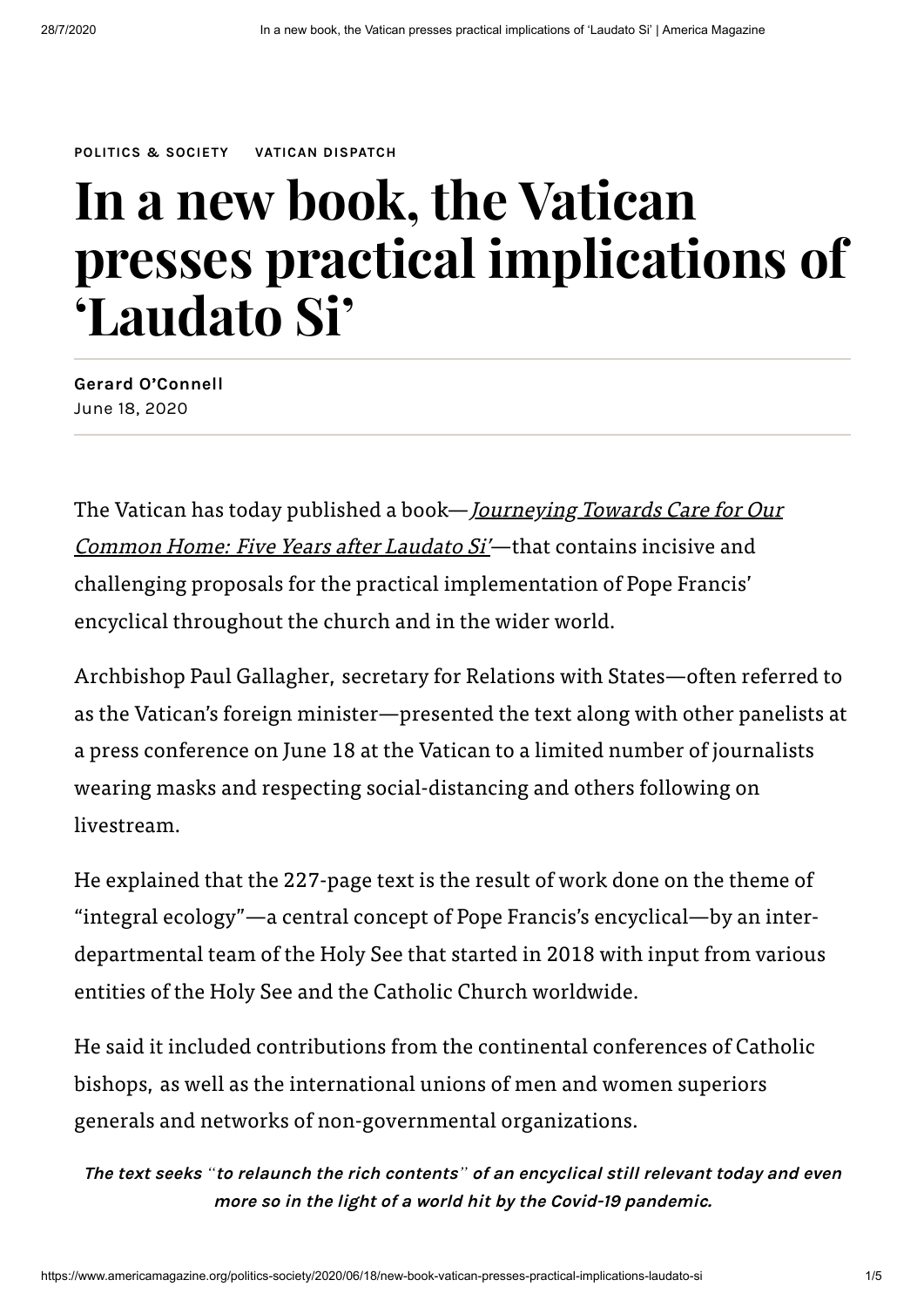POLITICS & SOCIETY VATICAN DISPATCH

# In a new book, the Vatican presses practical implications of 'Laudato Si'

**Gerard O'Connell**
June 18, 2020

The Vatican has today published a book—*Journeying Towards Care for Our Common Home: Five Years after Laudato Si'*—that contains incisive and challenging proposals for the practical implementation of Pope Francis' encyclical throughout the church and in the wider world.

Archbishop Paul Gallagher, secretary for Relations with States—often referred to as the Vatican's foreign minister—presented the text along with other panelists at a press conference on June 18 at the Vatican to a limited number of journalists wearing masks and respecting social-distancing and others following on livestream.

He explained that the 227-page text is the result of work done on the theme of "integral ecology"—a central concept of Pope Francis's encyclical—by an inter-departmental team of the Holy See that started in 2018 with input from various entities of the Holy See and the Catholic Church worldwide.

He said it included contributions from the continental conferences of Catholic bishops, as well as the international unions of men and women superiors generals and networks of non-governmental organizations.

***The text seeks "to relaunch the rich contents" of an encyclical still relevant today and even more so in the light of a world hit by the Covid-19 pandemic.***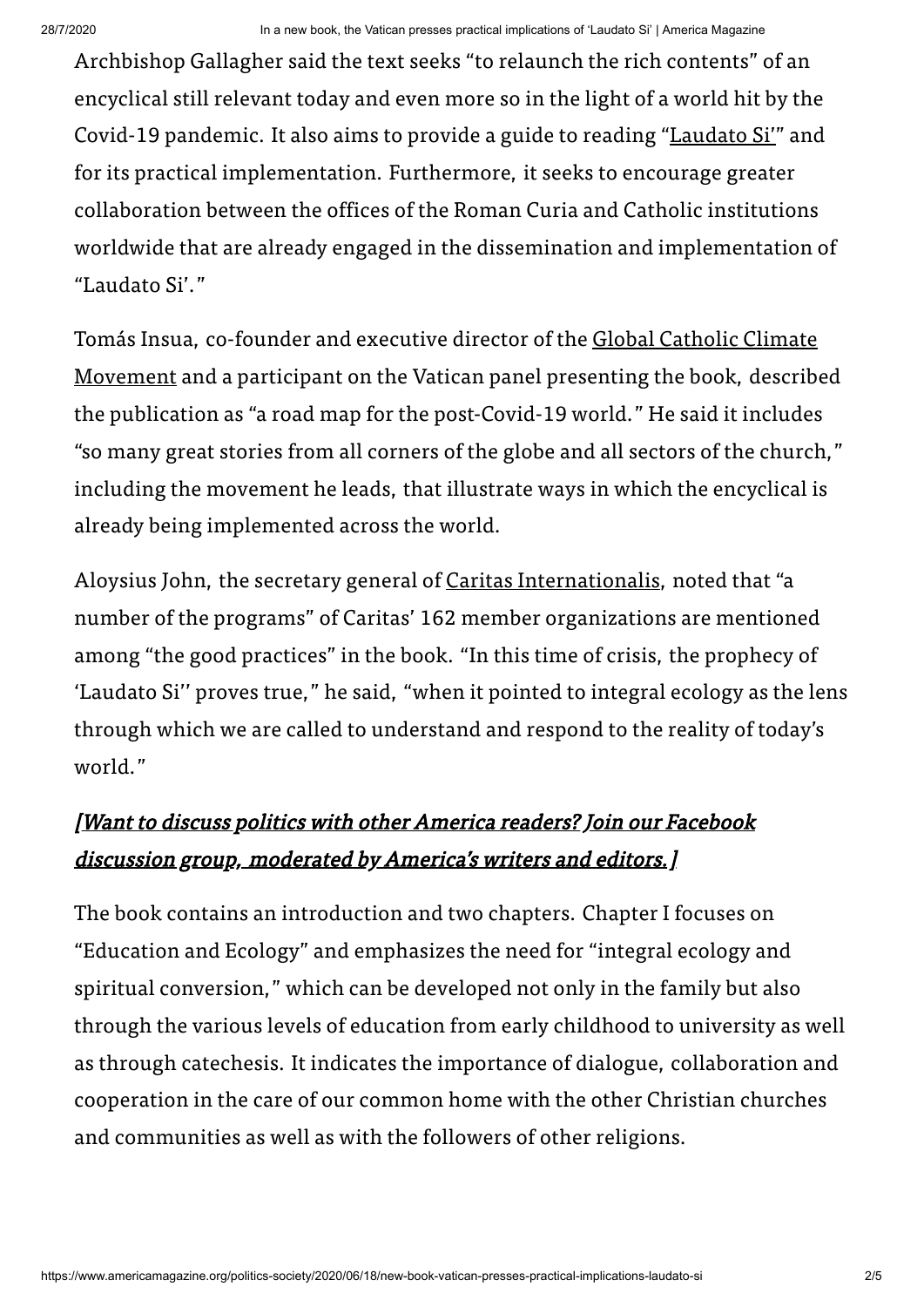Archbishop Gallagher said the text seeks "to relaunch the rich contents" of an encyclical still relevant today and even more so in the light of a world hit by the Covid-19 pandemic. It also aims to provide a guide to reading "Laudato Si'" and for its practical implementation. Furthermore, it seeks to encourage greater collaboration between the offices of the Roman Curia and Catholic institutions worldwide that are already engaged in the dissemination and implementation of "Laudato Si'."

Tomás Insua, co-founder and executive director of the Global Catholic Climate Movement and a participant on the Vatican panel presenting the book, described the publication as "a road map for the post-Covid-19 world." He said it includes "so many great stories from all corners of the globe and all sectors of the church," including the movement he leads, that illustrate ways in which the encyclical is already being implemented across the world.

Aloysius John, the secretary general of Caritas Internationalis, noted that "a number of the programs" of Caritas' 162 member organizations are mentioned among "the good practices" in the book. "In this time of crisis, the prophecy of 'Laudato Si'' proves true," he said, "when it pointed to integral ecology as the lens through which we are called to understand and respond to the reality of today's world."

***[Want to discuss politics with other America readers? Join our Facebook discussion group, moderated by America's writers and editors.]***

The book contains an introduction and two chapters. Chapter I focuses on "Education and Ecology" and emphasizes the need for "integral ecology and spiritual conversion," which can be developed not only in the family but also through the various levels of education from early childhood to university as well as through catechesis. It indicates the importance of dialogue, collaboration and cooperation in the care of our common home with the other Christian churches and communities as well as with the followers of other religions.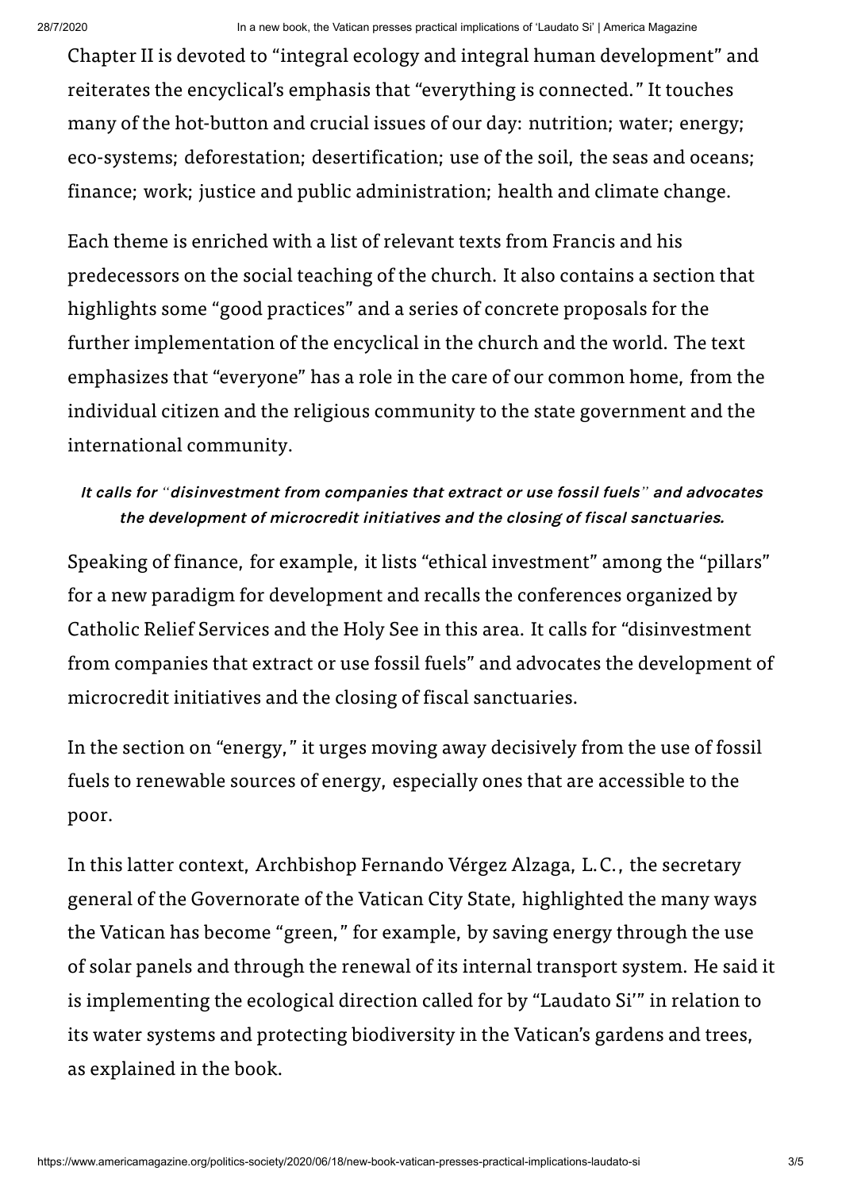Chapter II is devoted to “integral ecology and integral human development” and reiterates the encyclical’s emphasis that “everything is connected.” It touches many of the hot-button and crucial issues of our day: nutrition; water; energy; eco-systems; deforestation; desertification; use of the soil, the seas and oceans; finance; work; justice and public administration; health and climate change.

Each theme is enriched with a list of relevant texts from Francis and his predecessors on the social teaching of the church. It also contains a section that highlights some “good practices” and a series of concrete proposals for the further implementation of the encyclical in the church and the world. The text emphasizes that “everyone” has a role in the care of our common home, from the individual citizen and the religious community to the state government and the international community.

***It calls for “disinvestment from companies that extract or use fossil fuels” and advocates the development of microcredit initiatives and the closing of fiscal sanctuaries.***

Speaking of finance, for example, it lists “ethical investment” among the “pillars” for a new paradigm for development and recalls the conferences organized by Catholic Relief Services and the Holy See in this area. It calls for “disinvestment from companies that extract or use fossil fuels” and advocates the development of microcredit initiatives and the closing of fiscal sanctuaries.

In the section on “energy,” it urges moving away decisively from the use of fossil fuels to renewable sources of energy, especially ones that are accessible to the poor.

In this latter context, Archbishop Fernando Vérgez Alzaga, L.C., the secretary general of the Governorate of the Vatican City State, highlighted the many ways the Vatican has become “green,” for example, by saving energy through the use of solar panels and through the renewal of its internal transport system. He said it is implementing the ecological direction called for by “Laudato Si’” in relation to its water systems and protecting biodiversity in the Vatican’s gardens and trees, as explained in the book.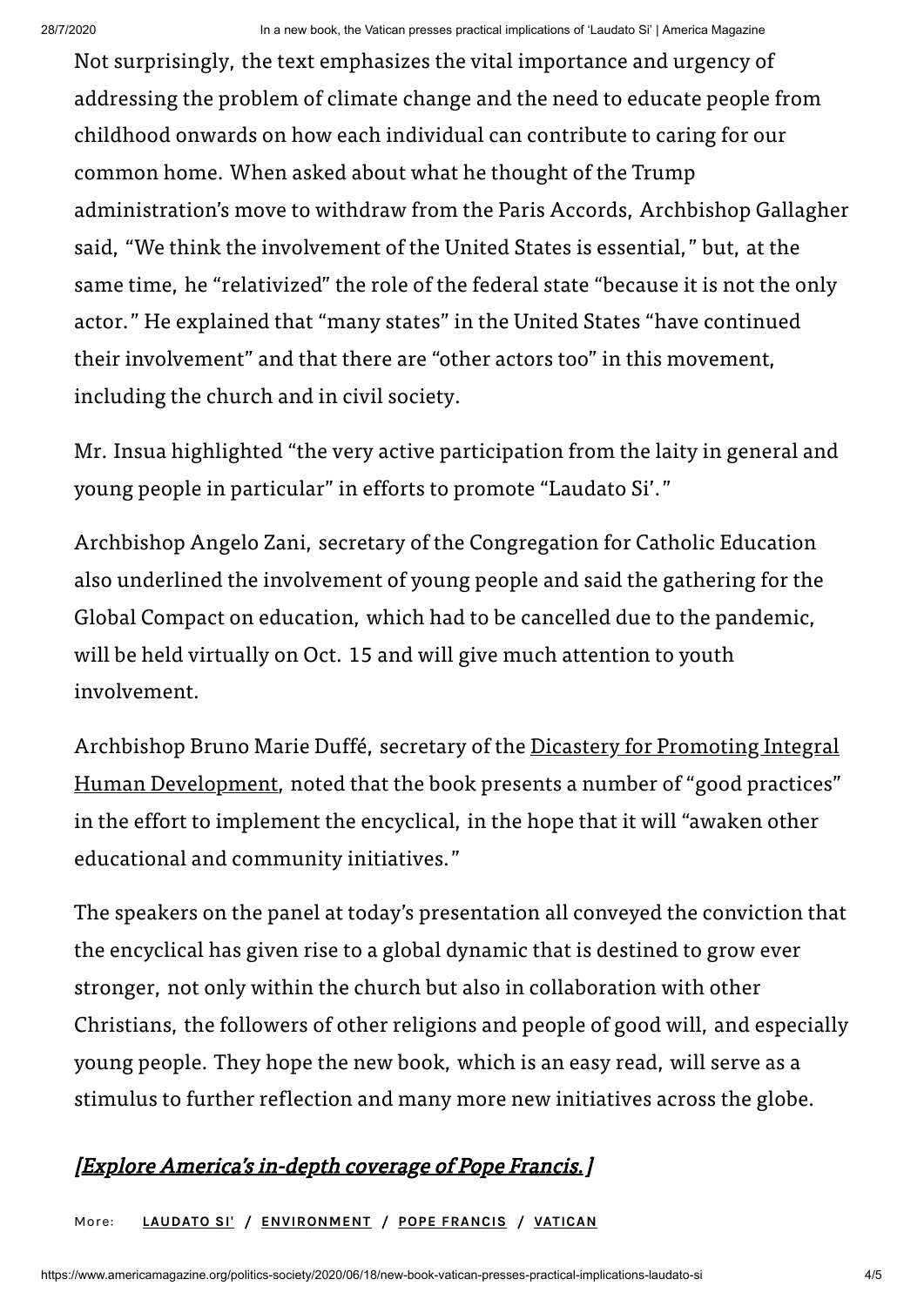Not surprisingly, the text emphasizes the vital importance and urgency of addressing the problem of climate change and the need to educate people from childhood onwards on how each individual can contribute to caring for our common home. When asked about what he thought of the Trump administration's move to withdraw from the Paris Accords, Archbishop Gallagher said, "We think the involvement of the United States is essential," but, at the same time, he "relativized" the role of the federal state "because it is not the only actor." He explained that "many states" in the United States "have continued their involvement" and that there are "other actors too" in this movement, including the church and in civil society.

Mr. Insua highlighted "the very active participation from the laity in general and young people in particular" in efforts to promote "Laudato Si'."

Archbishop Angelo Zani, secretary of the Congregation for Catholic Education also underlined the involvement of young people and said the gathering for the Global Compact on education, which had to be cancelled due to the pandemic, will be held virtually on Oct. 15 and will give much attention to youth involvement.

Archbishop Bruno Marie Duffé, secretary of the [Dicastery for Promoting Integral Human Development](), noted that the book presents a number of "good practices" in the effort to implement the encyclical, in the hope that it will "awaken other educational and community initiatives."

The speakers on the panel at today's presentation all conveyed the conviction that the encyclical has given rise to a global dynamic that is destined to grow ever stronger, not only within the church but also in collaboration with other Christians, the followers of other religions and people of good will, and especially young people. They hope the new book, which is an easy read, will serve as a stimulus to further reflection and many more new initiatives across the globe.

***[Explore America's in-depth coverage of Pope Francis.]***

More: **LAUDATO SI'** / **ENVIRONMENT** / **POPE FRANCIS** / **VATICAN**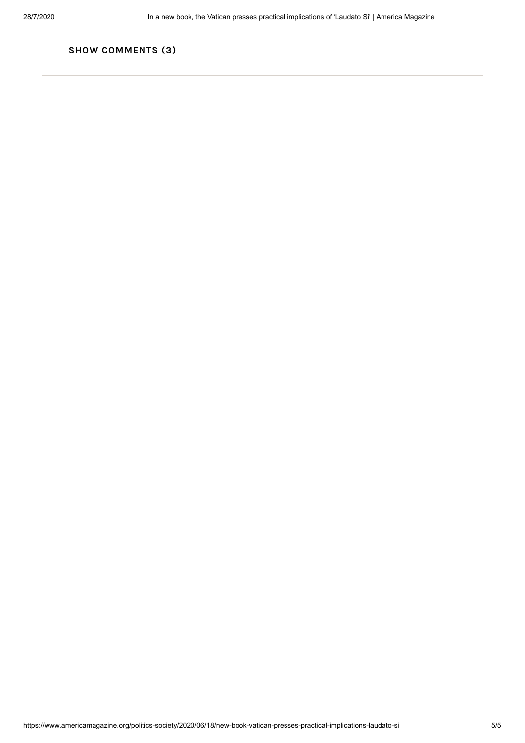**SHOW COMMENTS (3)**